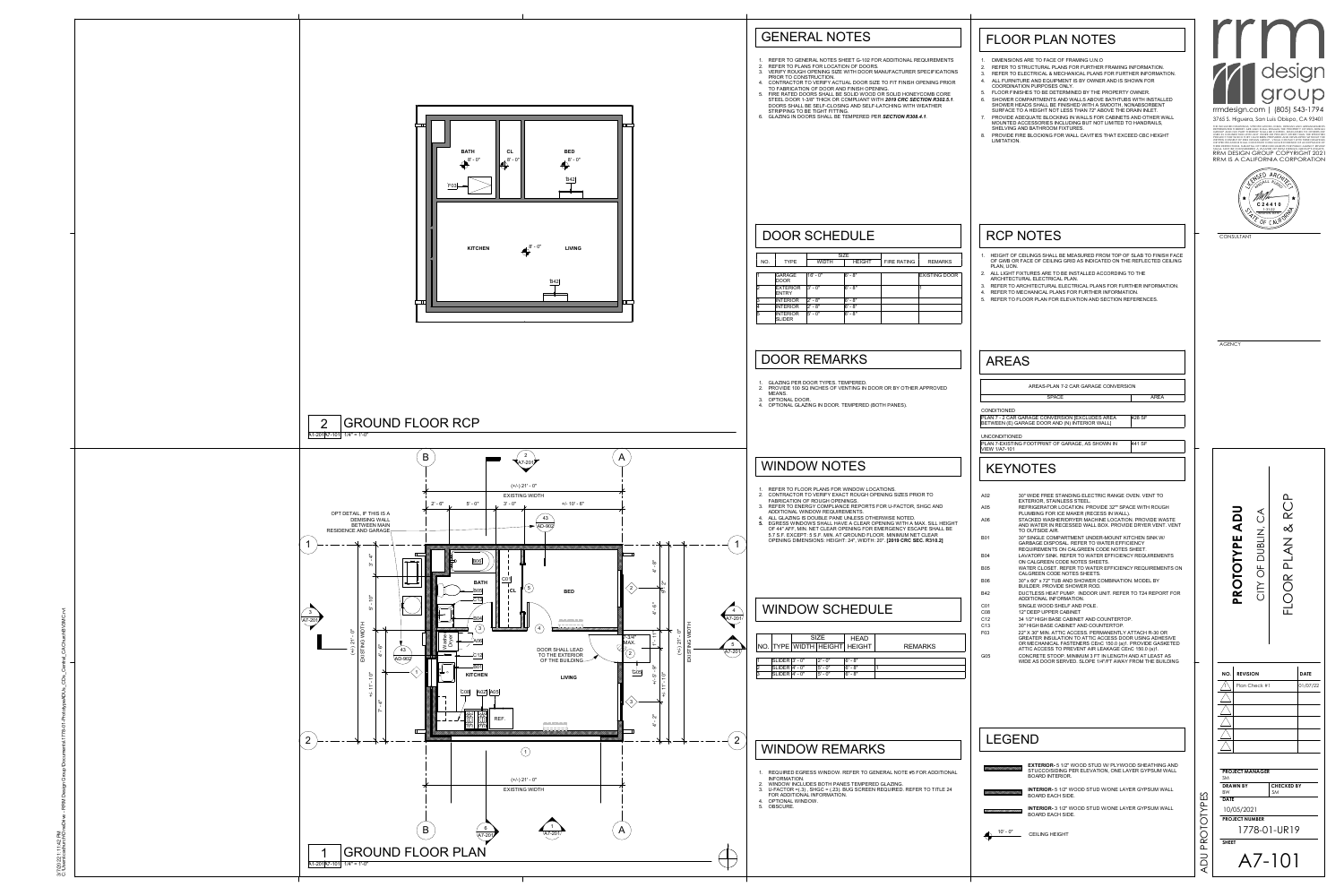## GENERAL NOTES

1. REFER TO GENERAL NOTES SHEET G-102 FOR ADDITIONAL REQUIREMENTS
2. REFER TO PLANS FOR LOCATION OF DOORS.
3. VERIFY ROUGH OPENING SIZE WITH DOOR MANUFACTURER SPECIFICATIONS PRIOR TO CONSTRUCTION.
4. CONTRACTOR TO VERIFY ACTUAL DOOR SIZE TO FIT FINISH OPENING PRIOR TO FABRICATION OF DOOR AND FINISH OPENING.
5. FIRE RATED DOORS SHALL BE SOLID WOOD OR SOLID HONEYCOMB CORE STEEL DOOR 1-3/8" THICK OR COMPLIANT WITH *2019 CRC SECTION R302.5.1*. DOORS SHALL BE SELF-CLOSING AND SELF-LATCHING WITH WEATHER STRIPPING TO BE TIGHT FITTING.
6. GLAZING IN DOORS SHALL BE TEMPERED PER *SECTION R308.4.1*.

## FLOOR PLAN NOTES

1. DIMENSIONS ARE TO FACE OF FRAMING U.N.O
2. REFER TO STRUCTURAL PLANS FOR FURTHER FRAMING INFORMATION.
3. REFER TO ELECTRICAL & MECHANICAL PLANS FOR FURTHER INFORMATION.
4. ALL FURNITURE AND EQUIPMENT IS BY OWNER AND IS SHOWN FOR COORDINATION PURPOSES ONLY.
5. FLOOR FINISHES TO BE DETERMINED BY THE PROPERTY OWNER.
6. SHOWER COMPARTMENTS AND WALLS ABOVE BATHTUBS WITH INSTALLED SHOWER HEADS SHALL BE FINISHED WITH A SMOOTH, NONABSORBENT SURFACE TO A HEIGHT NOT LESS THAN 72" ABOVE THE DRAIN INLET.
7. PROVIDE ADEQUATE BLOCKING IN WALLS FOR CABINETS AND OTHER WALL MOUNTED ACCESSORIES INCLUDING BUT NOT LIMITED TO HANDRAILS, SHELVING AND BATHROOM FIXTURES.
8. PROVIDE FIRE BLOCKING FOR WALL CAVITIES THAT EXCEED CBC HEIGHT LIMITATION.

## DOOR SCHEDULE

| NO. | TYPE | SIZE WIDTH | SIZE HEIGHT | FIRE RATING | REMARKS |
|---|---|---|---|---|---|
| 1 | GARAGE DOOR | 16' - 0" | 8' - 8" | | EXISTING DOOR |
| 2 | EXTERIOR ENTRY | 3' - 0" | 6' - 8" | | 1 |
| 3 | INTERIOR | 2' - 8" | 6' - 8" | | |
| 4 | INTERIOR | 2' - 8" | 6' - 8" | | |
| 5 | INTERIOR SLIDER | 5' - 0" | 6' - 8" | | |

## RCP NOTES

1. HEIGHT OF CEILINGS SHALL BE MEASURED FROM TOP OF SLAB TO FINISH FACE OF GWB OR FACE OF CEILING GRID AS INDICATED ON THE REFLECTED CEILING PLAN, U.O.N.
2. ALL LIGHT FIXTURES ARE TO BE INSTALLED ACCORDING TO THE ARCHITECTURAL ELECTRICAL PLAN.
3. REFER TO ARCHITECTURAL ELECTRICAL PLANS FOR FURTHER INFORMATION.
4. REFER TO MECHANICAL PLANS FOR FURTHER INFORMATION.
5. REFER TO FLOOR PLAN FOR ELEVATION AND SECTION REFERENCES.

## DOOR REMARKS

1. GLAZING PER DOOR TYPES. TEMPERED.
2. PROVIDE 100 SQ INCHES OF VENTING IN DOOR OR BY OTHER APPROVED MEANS.
3. OPTIONAL DOOR.
4. OPTIONAL GLAZING IN DOOR. TEMPERED (BOTH PANES).

## AREAS

| AREAS-PLAN 7-2 CAR GARAGE CONVERSION | |
|---|---|
| SPACE | AREA |
| CONDITIONED | |
| PLAN 7 - 2 CAR GARAGE CONVERSION [EXCLUDES AREA BETWEEN (E) GARAGE DOOR AND (N) INTERIOR WALL] | 426 SF |
| UNCONDITIONED | |
| PLAN 7-EXISTING FOOTPRINT OF GARAGE, AS SHOWN IN VIEW 1/A7-101 | 441 SF |

## WINDOW NOTES

1. REFER TO FLOOR PLANS FOR WINDOW LOCATIONS.
2. CONTRACTOR TO VERIFY EXACT ROUGH OPENING SIZES PRIOR TO FABRICATION OF ROUGH OPENINGS.
3. REFER TO ENERGY COMPLIANCE REPORTS FOR U-FACTOR, SHGC AND ADDITIONAL WINDOW REQUIREMENTS.
4. ALL GLAZING IS DOUBLE PANE UNLESS OTHERWISE NOTED.
5. EGRESS WINDOWS SHALL HAVE A CLEAR OPENING WITH A MAX. SILL HEIGHT OF 44" AFF, MIN. NET CLEAR OPENING FOR EMERGENCY ESCAPE SHALL BE 5.7 S.F. EXCEPT: 5 S.F. MIN. AT GROUND FLOOR. MINIMUM NET CLEAR OPENING DIMENSIONS: HEIGHT: 24", WIDTH: 20". **[2019 CRC SEC. R310.2]**

## KEYNOTES

- A02 — 30" WIDE FREE STANDING ELECTRIC RANGE OVEN. VENT TO EXTERIOR. STAINLESS STEEL.
- A05 — REFRIGERATOR LOCATION. PROVIDE 32" SPACE WITH ROUGH PLUMBING FOR ICE MAKER (RECESS IN WALL).
- A06 — STACKED WASHER/DRYER MACHINE LOCATION. PROVIDE WASTE AND WATER IN RECESSED WALL BOX. PROVIDE DRYER VENT. VENT TO OUTSIDE AIR.
- B01 — 30" SINGLE COMPARTMENT UNDER-MOUNT KITCHEN SINK W/ GARBAGE DISPOSAL. REFER TO WATER EFFICIENCY REQUIREMENTS ON CALGREEN CODE NOTES SHEET.
- B04 — LAVATORY SINK. REFER TO WATER EFFICIENCY REQUIREMENTS ON CALGREEN CODE NOTES SHEETS.
- B05 — WATER CLOSET. REFER TO WATER EFFICIENCY REQUIREMENTS ON CALGREEN CODE NOTES SHEETS.
- B06 — 30" x 60" x 72" TUB AND SHOWER COMBINATION. MODEL BY BUILDER. PROVIDE SHOWER ROD.
- B42 — DUCTLESS HEAT PUMP. INDOOR UNIT. REFER TO T24 REPORT FOR ADDITIONAL INFORMATION.
- C01 — SINGLE WOOD SHELF AND POLE.
- C08 — 12" DEEP UPPER CABINET.
- C12 — 34 1/2" HIGH BASE CABINET AND COUNTERTOP.
- C13 — 30" HIGH BASE CABINET AND COUNTERTOP.
- F03 — 22" X 30" MIN. ATTIC ACCESS. PERMANENTLY ATTACH R-30 OR GREATER INSULATION TO ATTIC ACCESS DOOR USING ADHESIVE OR MECHANICAL FASTENERS CEnC 150.0 (a)1. PROVIDE GASKETED ATTIC ACCESS TO PREVENT AIR LEAKAGE CEnC 150.0 (a)1.
- G05 — CONCRETE STOOP. MINIMUM 3 FT IN LENGTH AND AT LEAST AS WIDE AS DOOR SERVED. SLOPE 1/4"/FT AWAY FROM THE BUILDING

## WINDOW SCHEDULE

| NO. | TYPE | SIZE WIDTH | SIZE HEIGHT | HEAD HEIGHT | REMARKS |
|---|---|---|---|---|---|
| 1 | SLIDER | 3' - 0" | 2' - 0" | 6' - 8" | |
| 2 | SLIDER | 4' - 0" | 5' - 0" | 6' - 8" | 1 |
| 3 | SLIDER | 4' - 0" | 3' - 0" | 6' - 8" | |

## WINDOW REMARKS

1. REQUIRED EGRESS WINDOW. REFER TO GENERAL NOTE #5 FOR ADDITIONAL INFORMATION.
2. WINDOW INCLUDES BOTH PANES TEMPERED GLAZING.
3. U-FACTOR =(.3) , SHGC = (.23). BUG SCREEN REQUIRED. REFER TO TITLE 24 FOR ADDITIONAL INFORMATION.
4. OPTIONAL WINDOW.
5. OBSCURE.

## LEGEND

- **EXTERIOR-** 5 1/2" WOOD STUD W/ PLYWOOD SHEATHING AND STUCCO/SIDING PER ELEVATION, ONE LAYER GYPSUM WALL BOARD INTERIOR.
- **INTERIOR-** 5 1/2" WOOD STUD W/ONE LAYER GYPSUM WALL BOARD EACH SIDE.
- **INTERIOR-** 3 1/2" WOOD STUD W/ONE LAYER GYPSUM WALL BOARD EACH SIDE.
- 10' - 0" CEILING HEIGHT

## 2 GROUND FLOOR RCP

A1-201 A7-101 1/4" = 1'-0"

BATH 8' - 0" · CL 8' - 0" · BED 8' - 0" · F03 · B42 · KITCHEN 8' - 0" · LIVING · B42

## 1 GROUND FLOOR PLAN

A1-201 A7-101 1/4" = 1'-0"

OPT DETAIL, IF THIS IS A DEMISING WALL BETWEEN MAIN RESIDENCE AND GARAGE

(+/-) 21' - 0" EXISTING WIDTH · 2' - 6" · 5' - 0" · 3' - 0" · +/- 10' - 6" · BATH · CL · BED · KITCHEN · LIVING · REF. · DOOR SHALL LEAD TO THE EXTERIOR OF THE BUILDING · 1-3/4" MAX. · Washer Dryer · B04 · B05 · B06 · C01 · A06 · C12 · B01 · C08 · A02 · A05 · C13 · G05 · AD-902

---

rrm design group

rrmdesign.com | (805) 543-1794

3765 S. Higuera, San Luis Obispo, CA 93401

RRM DESIGN GROUP COPYRIGHT 2021
RRM IS A CALIFORNIA CORPORATION

LICENSED ARCHITECT C24410 STATE OF CALIFORNIA

CONSULTANT

AGENCY

**PROTOTYPE ADU**
CITY OF DUBLIN, CA
FLOOR PLAN & RCP

| NO. | REVISION | DATE |
|---|---|---|
| 1 | Plan Check #1 | 01/07/22 |

PROJECT MANAGER: SM
DRAWN BY: BW
CHECKED BY: SM
DATE: 10/05/2021
PROJECT NUMBER: 1778-01-UR19
SHEET: A7-101

ADU PROTOTYPES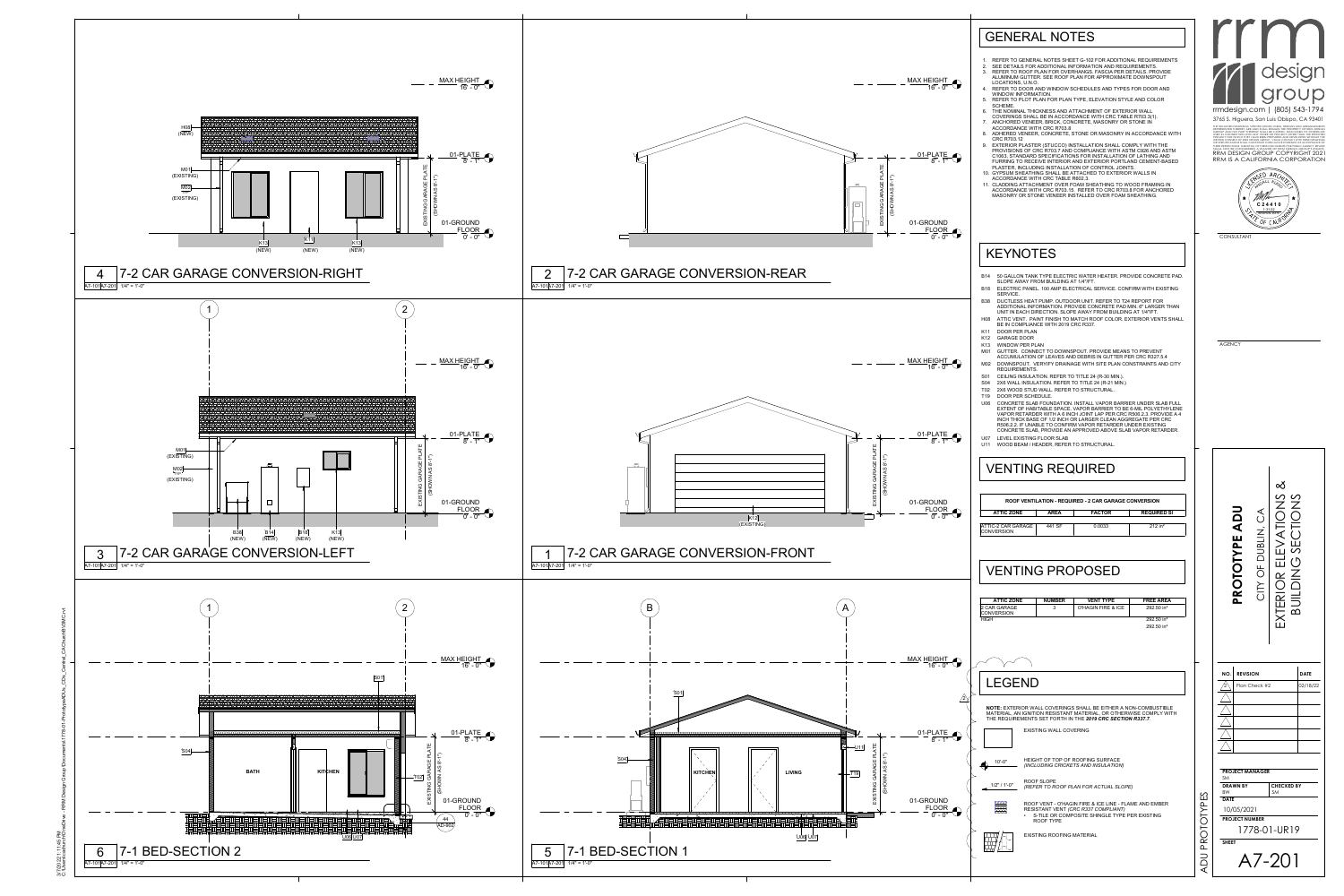# GENERAL NOTES

1. REFER TO GENERAL NOTES SHEET G-102 FOR ADDITIONAL REQUIREMENTS
2. SEE DETAILS FOR ADDITIONAL INFORMATION AND REQUIREMENTS.
3. REFER TO ROOF PLAN FOR OVERHANGS. FASCIA PER DETAILS. PROVIDE ALUMINUM GUTTER. SEE ROOF PLAN FOR APPROXIMATE DOWNSPOUT LOCATIONS, U.N.O.
4. REFER TO DOOR AND WINDOW SCHEDULES AND TYPES FOR DOOR AND WINDOW INFORMATION.
5. REFER TO PLOT PLAN FOR PLAN TYPE, ELEVATION STYLE AND COLOR SCHEME.
6. THE NOMINAL THICKNESS AND ATTACHMENT OF EXTERIOR WALL COVERINGS SHALL BE IN ACCORDANCE WITH CRC TABLE R703.3(1).
7. ANCHORED VENEER, BRICK, CONCRETE, MASONRY OR STONE IN ACCORDANCE WITH CRC R703.8
8. ADHERED VENEER, CONCRETE, STONE OR MASONRY IN ACCORDANCE WITH CRC R703.12
9. EXTERIOR PLASTER (STUCCO) INSTALLATION SHALL COMPLY WITH THE PROVISIONS OF CRC R703.7 AND COMPLIANCE WITH ASTM C926 AND ASTM C1063, STANDARD SPECIFICATIONS FOR INSTALLATION OF LATHING AND FURRING TO RECEIVE INTERIOR AND EXTERIOR PORTLAND CEMENT-BASED PLASTER, INCLUDING INSTALLATION OF CONTROL JOINTS.
10. GYPSUM SHEATHING SHALL BE ATTACHED TO EXTERIOR WALLS IN ACCORDANCE WITH CRC TABLE R602.3.
11. CLADDING ATTACHMENT OVER FOAM SHEATHING TO WOOD FRAMING IN ACCORDANCE WITH CRC R703.15. REFER TO CRC R703.8 FOR ANCHORED MASONRY OR STONE VENEER INSTALLED OVER FOAM SHEATHING.

# KEYNOTES

- B14 50 GALLON TANK TYPE ELECTRIC WATER HEATER. PROVIDE CONCRETE PAD. SLOPE AWAY FROM BUILDING AT 1/4"/FT.
- B15 ELECTRIC PANEL. 100 AMP ELECTRICAL SERVICE. CONFIRM WITH EXISTING SERVICE.
- B36 DUCTLESS HEAT PUMP, OUTDOOR UNIT. REFER TO T24 REPORT FOR ADDITIONAL INFORMATION. PROVIDE CONCRETE PAD MIN. 6" LARGER THAN UNIT IN EACH DIRECTION. SLOPE AWAY FROM BUILDING AT 1/4"/FT.
- H08 ATTIC VENT. PAINT FINISH TO MATCH ROOF COLOR. EXTERIOR VENTS SHALL BE IN COMPLIANCE WITH 2019 CRC R337.
- K11 DOOR PER PLAN
- K12 GARAGE DOOR
- K13 WINDOW PER PLAN
- M01 GUTTER. CONNECT TO DOWNSPOUT. PROVIDE MEANS TO PREVENT ACCUMULATION OF LEAVES AND DEBRIS IN GUTTER PER CRC R327.5.4
- M02 DOWNSPOUT. VERIFY DRAINAGE WITH SITE PLAN CONSTRAINTS AND CITY REQUIREMENTS.
- S01 CEILING INSULATION. REFER TO TITLE 24 (R-30 MIN.).
- S04 2X6 WALL INSULATION. REFER TO TITLE 24 (R-21 MIN.)
- T02 2X6 WOOD STUD WALL. REFER TO STRUCTURAL.
- T19 DOOR PER SCHEDULE.
- U06 CONCRETE SLAB FOUNDATION. INSTALL VAPOR BARRIER UNDER SLAB FULL EXTENT OF HABITABLE SPACE. VAPOR BARRIER TO BE 6-MIL POLYETHYLENE VAPOR RETARDER WITH A 6 INCH JOINT LAP PER CRC R506.2.3. PROVIDE A 4 INCH THICK BASE OF 1/2 INCH OR LARGER CLEAN AGGREGATE PER CRC R506.2.2. IF UNABLE TO CONFIRM VAPOR RETARDER UNDER EXISTING CONCRETE SLAB, PROVIDE AN APPROVED ABOVE SLAB VAPOR RETARDER.
- U07 LEVEL EXISTING FLOOR SLAB
- U11 WOOD BEAM / HEADER, REFER TO STRUCTURAL.

# VENTING REQUIRED

ROOF VENTILATION - REQUIRED - 2 CAR GARAGE CONVERSION

| ATTIC ZONE | AREA | FACTOR | REQUIRED SI |
|---|---|---|---|
| ATTIC-2 CAR GARAGE CONVERSION | 441 SF | 0.0033 | 212 in² |

# VENTING PROPOSED

| ATTIC ZONE | NUMBER | VENT TYPE | FREE AREA |
|---|---|---|---|
| 2 CAR GARAGE CONVERSION | 3 | O'HAGIN FIRE & ICE | 292.50 in² |
| RIGHT | | | 292.50 in² |
| | | | 292.50 in² |

# LEGEND

**NOTE:** EXTERIOR WALL COVERINGS SHALL BE EITHER A NON-COMBUSTIBLE MATERIAL, AN IGNITION RESISTANT MATERIAL, OR OTHERWISE COMPLY WITH THE REQUIREMENTS SET FORTH IN THE *2019 CRC SECTION R337.7.*

- EXISTING WALL COVERING
- 10'-0" — HEIGHT OF TOP OF ROOFING SURFACE *(INCLUDING CRICKETS AND INSULATION)*
- 1/2" / 1'-0" — ROOF SLOPE *(REFER TO ROOF PLAN FOR ACTUAL SLOPE)*
- ROOF VENT - O'HAGIN FIRE & ICE LINE - FLAME AND EMBER RESISTANT VENT *(CRC R337 COMPLIANT)*
  - S-TILE OR COMPOSITE SHINGLE TYPE PER EXISTING ROOF TYPE
- EXISTING ROOFING MATERIAL

---

4 — 7-2 CAR GARAGE CONVERSION-RIGHT — A7-101 A7-201 1/4" = 1'-0"

MAX HEIGHT 16' - 0"; 01-PLATE 8' - 1"; 01-GROUND FLOOR 0' - 0"; EXISTING GARAGE PLATE (SHOWN AS 8'-1"); H08 (NEW); M01 (EXISTING); M02 (EXISTING); K13 (NEW); K11 (NEW); K13 (NEW)

2 — 7-2 CAR GARAGE CONVERSION-REAR — A7-101 A7-201 1/4" = 1'-0"

MAX HEIGHT 16' - 0"; 01-PLATE 8' - 1"; 01-GROUND FLOOR 0' - 0"; EXISTING GARAGE PLATE (SHOWN AS 8'-1")

3 — 7-2 CAR GARAGE CONVERSION-LEFT — A7-101 A7-201 1/4" = 1'-0"

MAX HEIGHT 16' - 0"; 01-PLATE 8' - 1"; 01-GROUND FLOOR 0' - 0"; EXISTING GARAGE PLATE (SHOWN AS 8'-1"); M01 (EXISTING); M02 (EXISTING); B36 (NEW); B14 (NEW); B15 (NEW); K13 (NEW)

1 — 7-2 CAR GARAGE CONVERSION-FRONT — A7-101 A7-201 1/4" = 1'-0"

MAX HEIGHT 16' - 0"; 01-PLATE 8' - 1"; 01-GROUND FLOOR 0' - 0"; EXISTING GARAGE PLATE (SHOWN AS 8'-1"); K12 (EXISTING)

6 — 7-1 BED-SECTION 2 — A7-101 A7-201 1/4" = 1'-0"

MAX HEIGHT 16' - 0"; 01-PLATE 8' - 1"; 01-GROUND FLOOR 0' - 0"; EXISTING GARAGE PLATE (SHOWN AS 8'-1"); S01; S04; T02; BATH; KITCHEN; 44 AD-603; U06; U07

5 — 7-1 BED-SECTION 1 — A7-101 A7-201 1/4" = 1'-0"

MAX HEIGHT 16' - 0"; 01-PLATE 8' - 1"; 01-GROUND FLOOR 0' - 0"; EXISTING GARAGE PLATE (SHOWN AS 8'-1"); S01; S04; U11; T19; KITCHEN; LIVING; U06; U07

---

rrm design group

rrmdesign.com | (805) 543-1794

3765 S. Higuera, San Luis Obispo, CA 93401

RRM DESIGN GROUP COPYRIGHT 2021
RRM IS A CALIFORNIA CORPORATION

LICENSED ARCHITECT C 24410 STATE OF CALIFORNIA

CONSULTANT

AGENCY

**PROTOTYPE ADU**
CITY OF DUBLIN, CA
EXTERIOR ELEVATIONS & BUILDING SECTIONS

| NO. | REVISION | DATE |
|---|---|---|
| 2 | Plan Check #2 | 02/18/22 |

PROJECT MANAGER: SM
DRAWN BY: BW
CHECKED BY: SM
DATE: 10/05/2021
PROJECT NUMBER: 1778-01-UR19
SHEET: A7-201

ADU PROTOTYPES